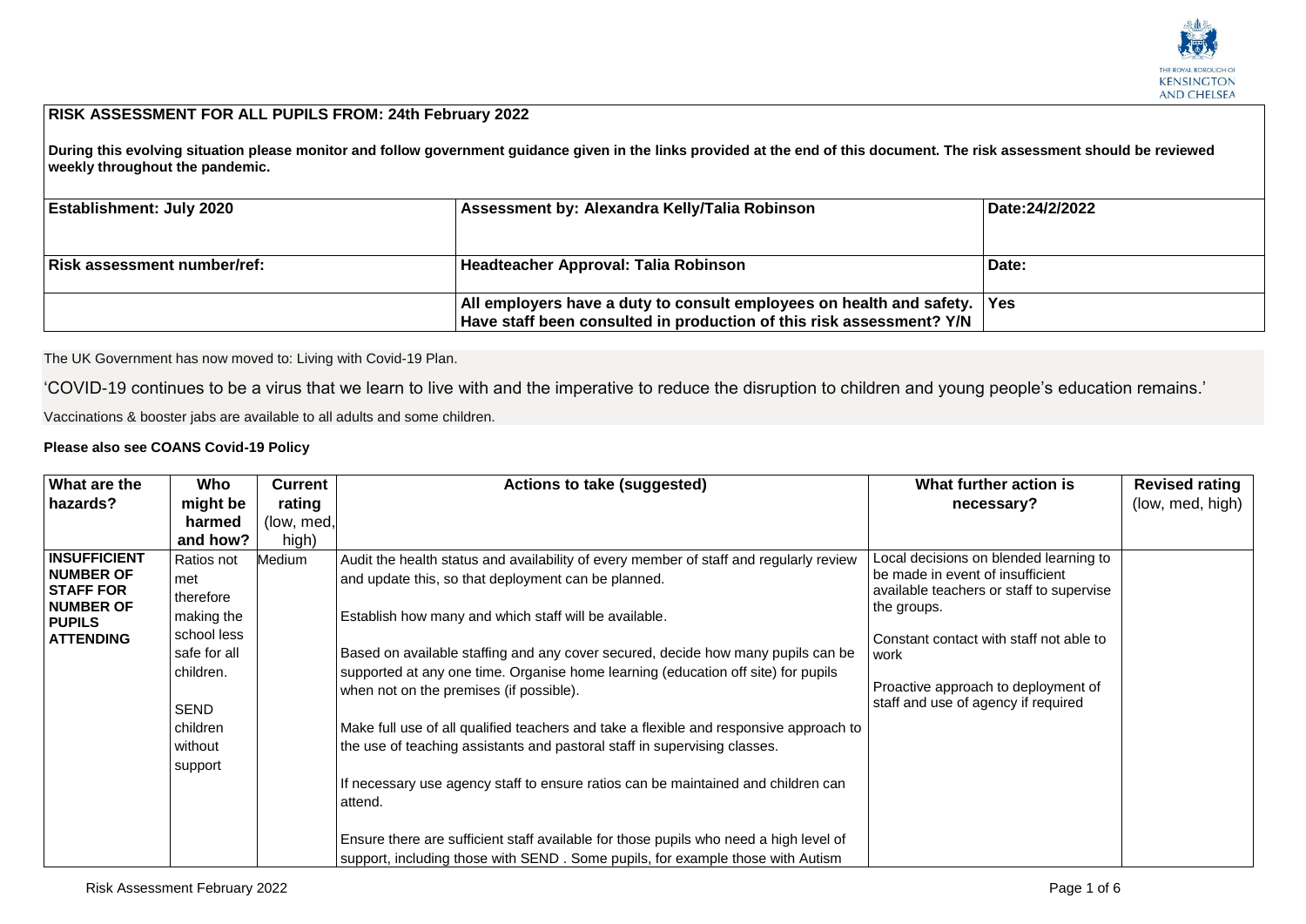THE ROYAL BOROUGH OF KENSINGTON AND CHELSEA

| **RISK ASSESSMENT FOR ALL PUPILS FROM: 24th February 2022** | | |
|---|---|---|
| **During this evolving situation please monitor and follow government guidance given in the links provided at the end of this document. The risk assessment should be reviewed weekly throughout the pandemic.** | | |
| **Establishment: July 2020** | **Assessment by: Alexandra Kelly/Talia Robinson** | **Date:24/2/2022** |
| **Risk assessment number/ref:** | **Headteacher Approval: Talia Robinson** | **Date:** |
| | **All employers have a duty to consult employees on health and safety. Have staff been consulted in production of this risk assessment? Y/N** | **Yes** |

The UK Government has now moved to: Living with Covid-19 Plan.

'COVID-19 continues to be a virus that we learn to live with and the imperative to reduce the disruption to children and young people's education remains.'

Vaccinations & booster jabs are available to all adults and some children.

**Please also see COANS Covid-19 Policy**

| What are the hazards? | Who might be harmed and how? | Current rating (low, med, high) | Actions to take (suggested) | What further action is necessary? | Revised rating (low, med, high) |
|---|---|---|---|---|---|
| **INSUFFICIENT NUMBER OF STAFF FOR NUMBER OF PUPILS ATTENDING** | Ratios not met therefore making the school less safe for all children.<br><br>SEND children without support | Medium | Audit the health status and availability of every member of staff and regularly review and update this, so that deployment can be planned.<br><br>Establish how many and which staff will be available.<br><br>Based on available staffing and any cover secured, decide how many pupils can be supported at any one time. Organise home learning (education off site) for pupils when not on the premises (if possible).<br><br>Make full use of all qualified teachers and take a flexible and responsive approach to the use of teaching assistants and pastoral staff in supervising classes.<br><br>If necessary use agency staff to ensure ratios can be maintained and children can attend.<br><br>Ensure there are sufficient staff available for those pupils who need a high level of support, including those with SEND . Some pupils, for example those with Autism | Local decisions on blended learning to be made in event of insufficient available teachers or staff to supervise the groups.<br><br>Constant contact with staff not able to work<br><br>Proactive approach to deployment of staff and use of agency if required | |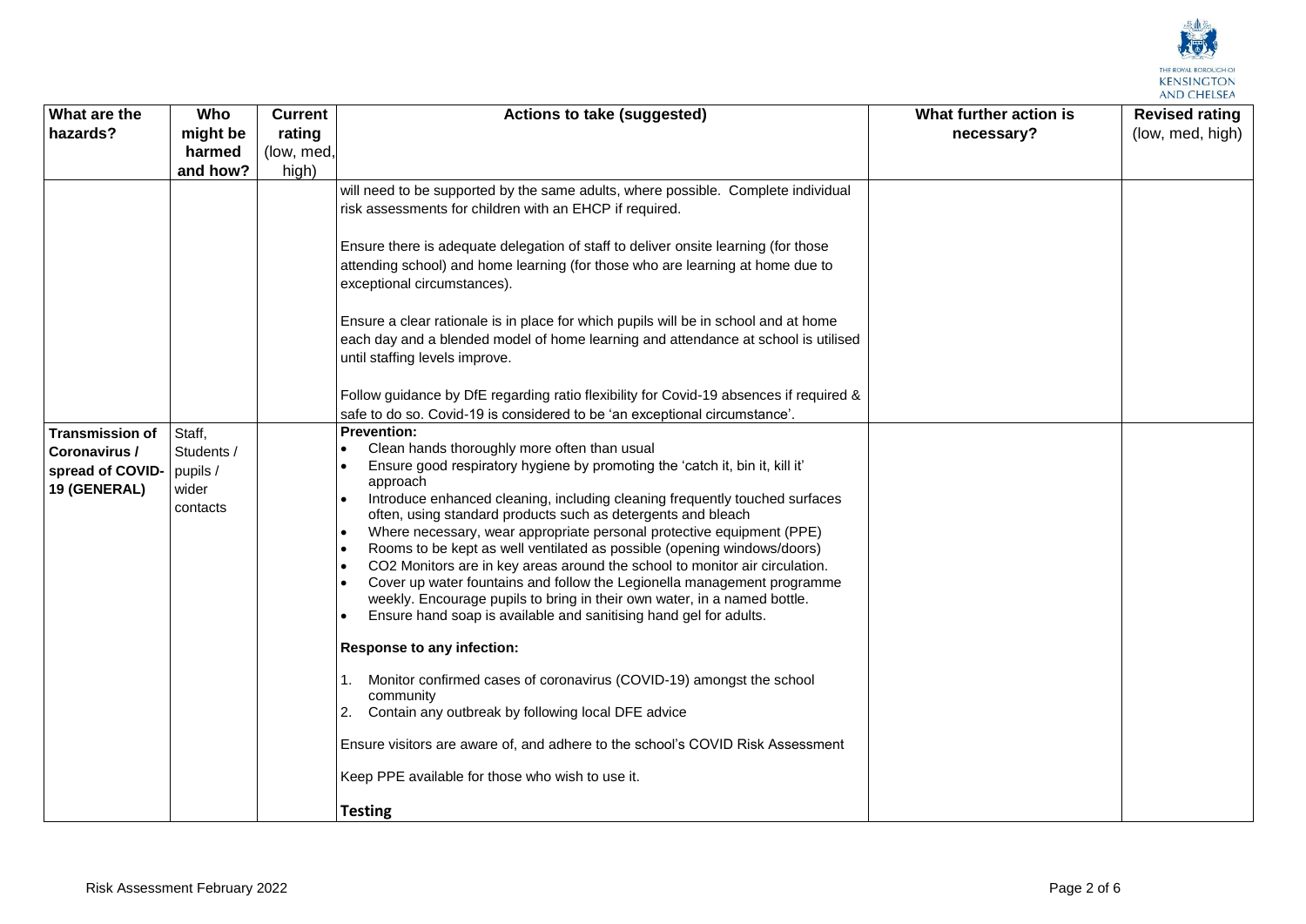| What are the hazards? | Who might be harmed and how? | Current rating (low, med, high) | Actions to take (suggested) | What further action is necessary? | Revised rating (low, med, high) |
|---|---|---|---|---|---|
| | | | will need to be supported by the same adults, where possible. Complete individual risk assessments for children with an EHCP if required.<br><br>Ensure there is adequate delegation of staff to deliver onsite learning (for those attending school) and home learning (for those who are learning at home due to exceptional circumstances).<br><br>Ensure a clear rationale is in place for which pupils will be in school and at home each day and a blended model of home learning and attendance at school is utilised until staffing levels improve.<br><br>Follow guidance by DfE regarding ratio flexibility for Covid-19 absences if required & safe to do so. Covid-19 is considered to be 'an exceptional circumstance'. | | |
| **Transmission of Coronavirus / spread of COVID-19 (GENERAL)** | Staff, Students / pupils / wider contacts | | **Prevention:**<br>• Clean hands thoroughly more often than usual<br>• Ensure good respiratory hygiene by promoting the 'catch it, bin it, kill it' approach<br>• Introduce enhanced cleaning, including cleaning frequently touched surfaces often, using standard products such as detergents and bleach<br>• Where necessary, wear appropriate personal protective equipment (PPE)<br>• Rooms to be kept as well ventilated as possible (opening windows/doors)<br>• CO2 Monitors are in key areas around the school to monitor air circulation.<br>• Cover up water fountains and follow the Legionella management programme weekly. Encourage pupils to bring in their own water, in a named bottle.<br>• Ensure hand soap is available and sanitising hand gel for adults.<br><br>**Response to any infection:**<br><br>1. Monitor confirmed cases of coronavirus (COVID-19) amongst the school community<br>2. Contain any outbreak by following local DFE advice<br><br>Ensure visitors are aware of, and adhere to the school's COVID Risk Assessment<br><br>Keep PPE available for those who wish to use it.<br><br>**Testing** | | |

Risk Assessment February 2022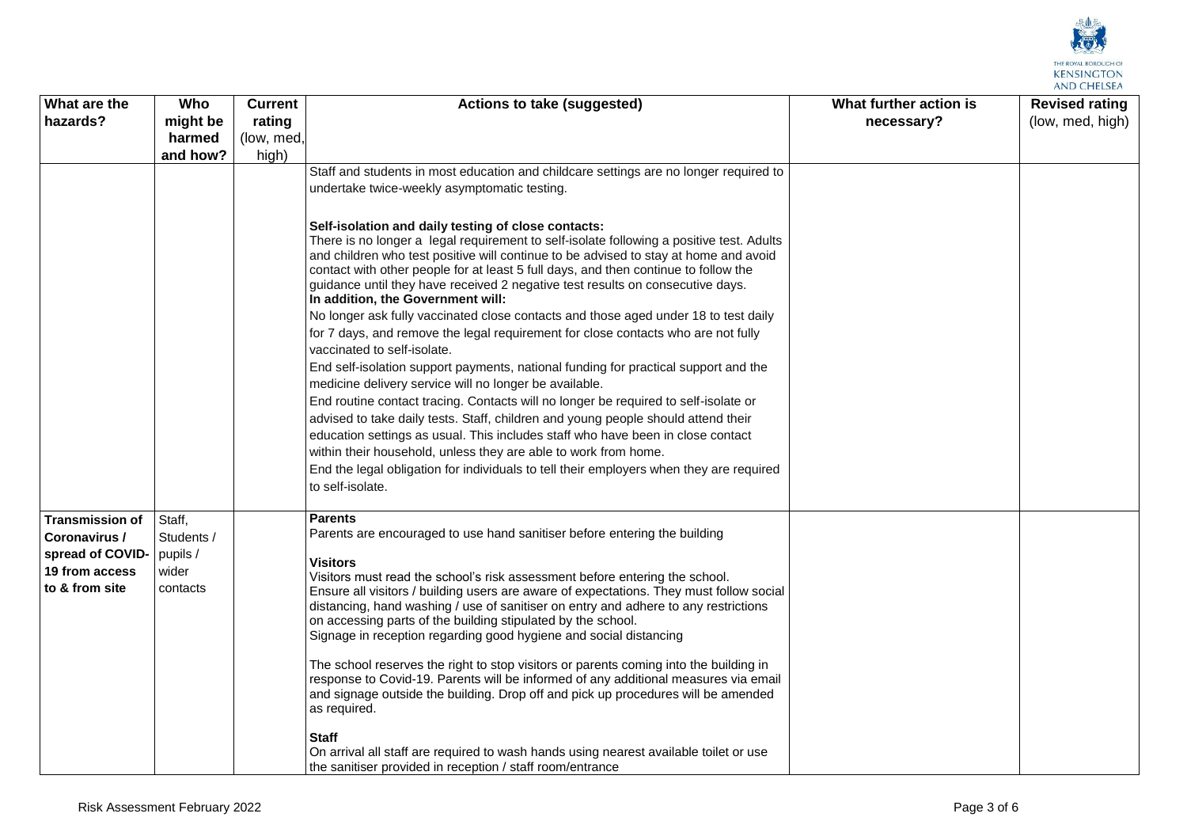| What are the hazards? | Who might be harmed and how? | Current rating (low, med, high) | Actions to take (suggested) | What further action is necessary? | Revised rating (low, med, high) |
|---|---|---|---|---|---|
| | | | Staff and students in most education and childcare settings are no longer required to undertake twice-weekly asymptomatic testing.<br><br>**Self-isolation and daily testing of close contacts:**<br>There is no longer a legal requirement to self-isolate following a positive test. Adults and children who test positive will continue to be advised to stay at home and avoid contact with other people for at least 5 full days, and then continue to follow the guidance until they have received 2 negative test results on consecutive days.<br>**In addition, the Government will:**<br>No longer ask fully vaccinated close contacts and those aged under 18 to test daily for 7 days, and remove the legal requirement for close contacts who are not fully vaccinated to self-isolate.<br>End self-isolation support payments, national funding for practical support and the medicine delivery service will no longer be available.<br>End routine contact tracing. Contacts will no longer be required to self-isolate or advised to take daily tests. Staff, children and young people should attend their education settings as usual. This includes staff who have been in close contact within their household, unless they are able to work from home.<br>End the legal obligation for individuals to tell their employers when they are required to self-isolate. | | |
| **Transmission of Coronavirus / spread of COVID-19 from access to & from site** | Staff, Students / pupils / wider contacts | | **Parents**<br>Parents are encouraged to use hand sanitiser before entering the building<br><br>**Visitors**<br>Visitors must read the school's risk assessment before entering the school.<br>Ensure all visitors / building users are aware of expectations. They must follow social distancing, hand washing / use of sanitiser on entry and adhere to any restrictions on accessing parts of the building stipulated by the school.<br>Signage in reception regarding good hygiene and social distancing<br><br>The school reserves the right to stop visitors or parents coming into the building in response to Covid-19. Parents will be informed of any additional measures via email and signage outside the building. Drop off and pick up procedures will be amended as required.<br><br>**Staff**<br>On arrival all staff are required to wash hands using nearest available toilet or use the sanitiser provided in reception / staff room/entrance | | |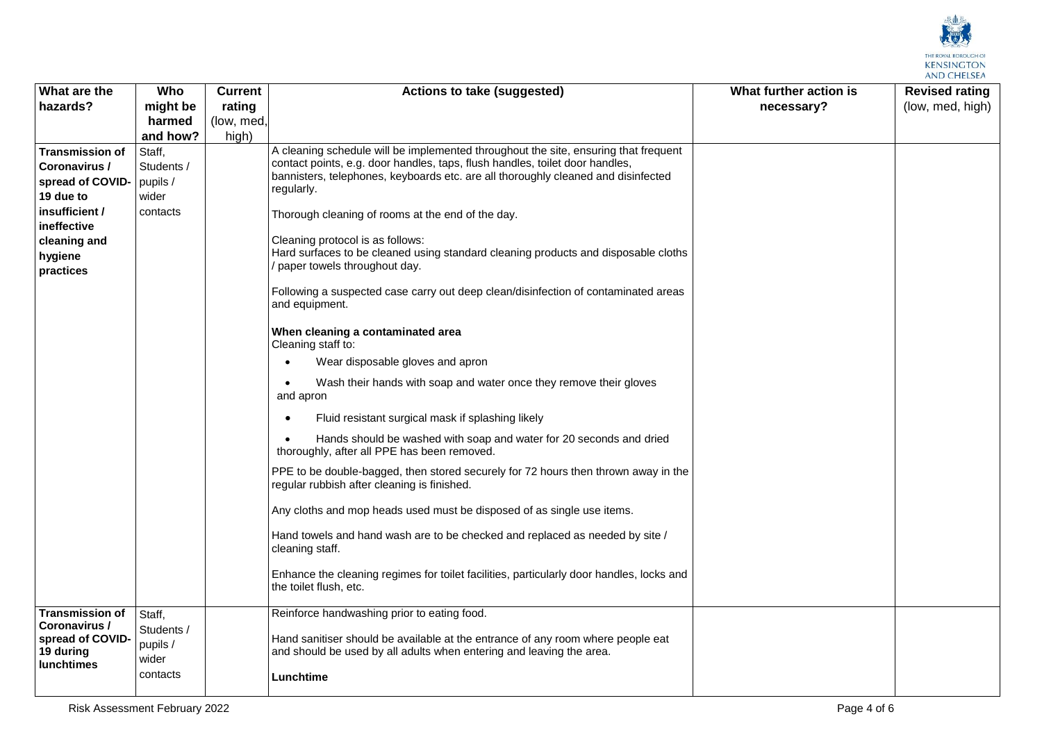| What are the hazards? | Who might be harmed and how? | Current rating (low, med, high) | Actions to take (suggested) | What further action is necessary? | Revised rating (low, med, high) |
|---|---|---|---|---|---|
| **Transmission of Coronavirus / spread of COVID-19 due to insufficient / ineffective cleaning and hygiene practices** | Staff, Students / pupils / wider contacts | | A cleaning schedule will be implemented throughout the site, ensuring that frequent contact points, e.g. door handles, taps, flush handles, toilet door handles, bannisters, telephones, keyboards etc. are all thoroughly cleaned and disinfected regularly.<br><br>Thorough cleaning of rooms at the end of the day.<br><br>Cleaning protocol is as follows:<br>Hard surfaces to be cleaned using standard cleaning products and disposable cloths / paper towels throughout day.<br><br>Following a suspected case carry out deep clean/disinfection of contaminated areas and equipment.<br><br>**When cleaning a contaminated area**<br>Cleaning staff to:<br>• Wear disposable gloves and apron<br>• Wash their hands with soap and water once they remove their gloves and apron<br>• Fluid resistant surgical mask if splashing likely<br>• Hands should be washed with soap and water for 20 seconds and dried thoroughly, after all PPE has been removed.<br><br>PPE to be double-bagged, then stored securely for 72 hours then thrown away in the regular rubbish after cleaning is finished.<br><br>Any cloths and mop heads used must be disposed of as single use items.<br><br>Hand towels and hand wash are to be checked and replaced as needed by site / cleaning staff.<br><br>Enhance the cleaning regimes for toilet facilities, particularly door handles, locks and the toilet flush, etc. | | |
| **Transmission of Coronavirus / spread of COVID-19 during lunchtimes** | Staff, Students / pupils / wider contacts | | Reinforce handwashing prior to eating food.<br><br>Hand sanitiser should be available at the entrance of any room where people eat and should be used by all adults when entering and leaving the area.<br><br>**Lunchtime** | | |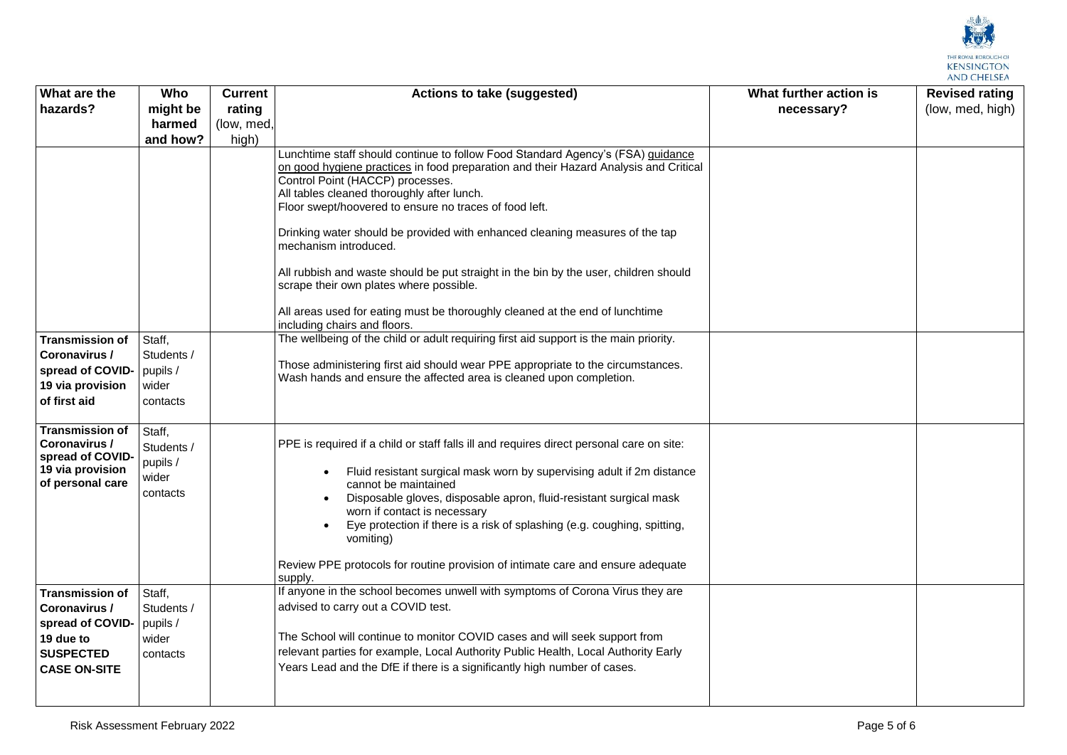| What are the hazards? | Who might be harmed and how? | Current rating (low, med, high) | Actions to take (suggested) | What further action is necessary? | Revised rating (low, med, high) |
|---|---|---|---|---|---|
| | | | Lunchtime staff should continue to follow Food Standard Agency's (FSA) guidance on good hygiene practices in food preparation and their Hazard Analysis and Critical Control Point (HACCP) processes.<br>All tables cleaned thoroughly after lunch.<br>Floor swept/hoovered to ensure no traces of food left.<br><br>Drinking water should be provided with enhanced cleaning measures of the tap mechanism introduced.<br><br>All rubbish and waste should be put straight in the bin by the user, children should scrape their own plates where possible.<br><br>All areas used for eating must be thoroughly cleaned at the end of lunchtime including chairs and floors. | | |
| **Transmission of Coronavirus / spread of COVID-19 via provision of first aid** | Staff, Students / pupils / wider contacts | | The wellbeing of the child or adult requiring first aid support is the main priority.<br><br>Those administering first aid should wear PPE appropriate to the circumstances. Wash hands and ensure the affected area is cleaned upon completion. | | |
| **Transmission of Coronavirus / spread of COVID-19 via provision of personal care** | Staff, Students / pupils / wider contacts | | PPE is required if a child or staff falls ill and requires direct personal care on site:<br><br>• Fluid resistant surgical mask worn by supervising adult if 2m distance cannot be maintained<br>• Disposable gloves, disposable apron, fluid-resistant surgical mask worn if contact is necessary<br>• Eye protection if there is a risk of splashing (e.g. coughing, spitting, vomiting)<br><br>Review PPE protocols for routine provision of intimate care and ensure adequate supply. | | |
| **Transmission of Coronavirus / spread of COVID-19 due to SUSPECTED CASE ON-SITE** | Staff, Students / pupils / wider contacts | | If anyone in the school becomes unwell with symptoms of Corona Virus they are advised to carry out a COVID test.<br><br>The School will continue to monitor COVID cases and will seek support from relevant parties for example, Local Authority Public Health, Local Authority Early Years Lead and the DfE if there is a significantly high number of cases. | | |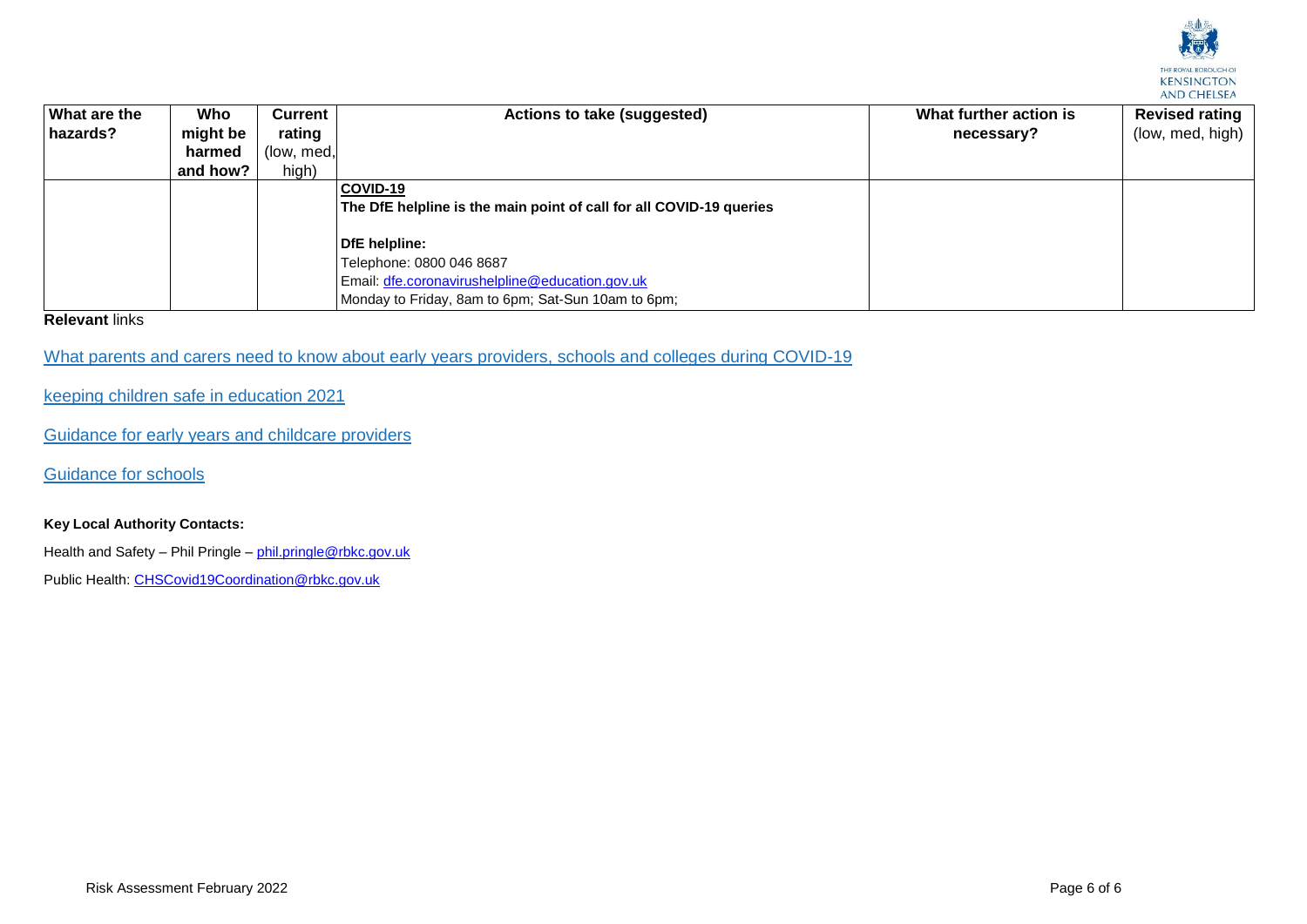| What are the hazards? | Who might be harmed and how? | Current rating (low, med, high) | Actions to take (suggested) | What further action is necessary? | Revised rating (low, med, high) |
|---|---|---|---|---|---|
| | | | **COVID-19**<br>**The DfE helpline is the main point of call for all COVID-19 queries**<br><br>**DfE helpline:**<br>Telephone: 0800 046 8687<br>Email: dfe.coronavirushelpline@education.gov.uk<br>Monday to Friday, 8am to 6pm; Sat-Sun 10am to 6pm; | | |

**Relevant** links

What parents and carers need to know about early years providers, schools and colleges during COVID-19

keeping children safe in education 2021

Guidance for early years and childcare providers

Guidance for schools

**Key Local Authority Contacts:**

Health and Safety – Phil Pringle – phil.pringle@rbkc.gov.uk

Public Health: CHSCovid19Coordination@rbkc.gov.uk